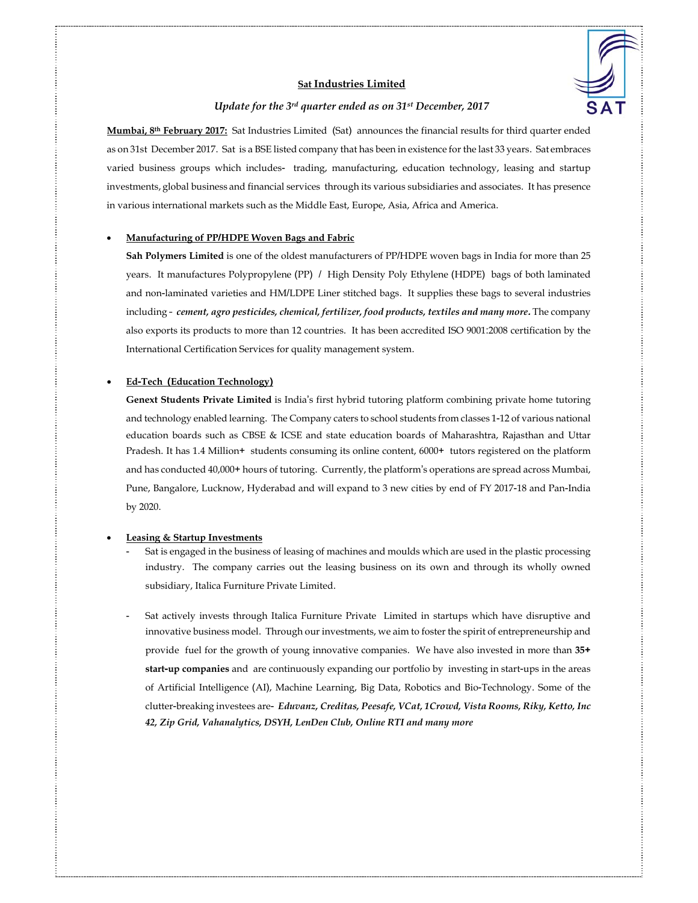# Sat Industries Limited

## *Update for the 3rd quarter ended as on 31st December, 2017*

**Mumbai, 8th February 2017:** Sat Industries Limited (Sat) announces the financial results for third quarter ended as on 31st December 2017. Sat is a BSE listed company that has been in existence for the last 33 years. Sat embraces varied business groups which includes- trading, manufacturing, education technology, leasing and startup investments, global business and financial services through its various subsidiaries and associates. It has presence in various international markets such as the Middle East, Europe, Asia, Africa and America.

- **Manufacturing of PP/HDPE Woven Bags and Fabric**

  **Sah Polymers Limited** is one of the oldest manufacturers of PP/HDPE woven bags in India for more than 25 years. It manufactures Polypropylene (PP) / High Density Poly Ethylene (HDPE) bags of both laminated and non-laminated varieties and HM/LDPE Liner stitched bags. It supplies these bags to several industries including - ***cement, agro pesticides, chemical, fertilizer, food products, textiles and many more.*** The company also exports its products to more than 12 countries. It has been accredited ISO 9001:2008 certification by the International Certification Services for quality management system.

- **Ed-Tech (Education Technology)**

  **Genext Students Private Limited** is India's first hybrid tutoring platform combining private home tutoring and technology enabled learning. The Company caters to school students from classes 1-12 of various national education boards such as CBSE & ICSE and state education boards of Maharashtra, Rajasthan and Uttar Pradesh. It has 1.4 Million+ students consuming its online content, 6000+ tutors registered on the platform and has conducted 40,000+ hours of tutoring. Currently, the platform's operations are spread across Mumbai, Pune, Bangalore, Lucknow, Hyderabad and will expand to 3 new cities by end of FY 2017-18 and Pan-India by 2020.

- **Leasing & Startup Investments**
  - Sat is engaged in the business of leasing of machines and moulds which are used in the plastic processing industry. The company carries out the leasing business on its own and through its wholly owned subsidiary, Italica Furniture Private Limited.
  - Sat actively invests through Italica Furniture Private Limited in startups which have disruptive and innovative business model. Through our investments, we aim to foster the spirit of entrepreneurship and provide fuel for the growth of young innovative companies. We have also invested in more than **35+ start-up companies** and are continuously expanding our portfolio by investing in start-ups in the areas of Artificial Intelligence (AI), Machine Learning, Big Data, Robotics and Bio-Technology. Some of the clutter-breaking investees are- ***Eduvanz, Creditas, Peesafe, VCat, 1Crowd, Vista Rooms, Riky, Ketto, Inc 42, Zip Grid, Vahanalytics, DSYH, LenDen Club, Online RTI and many more***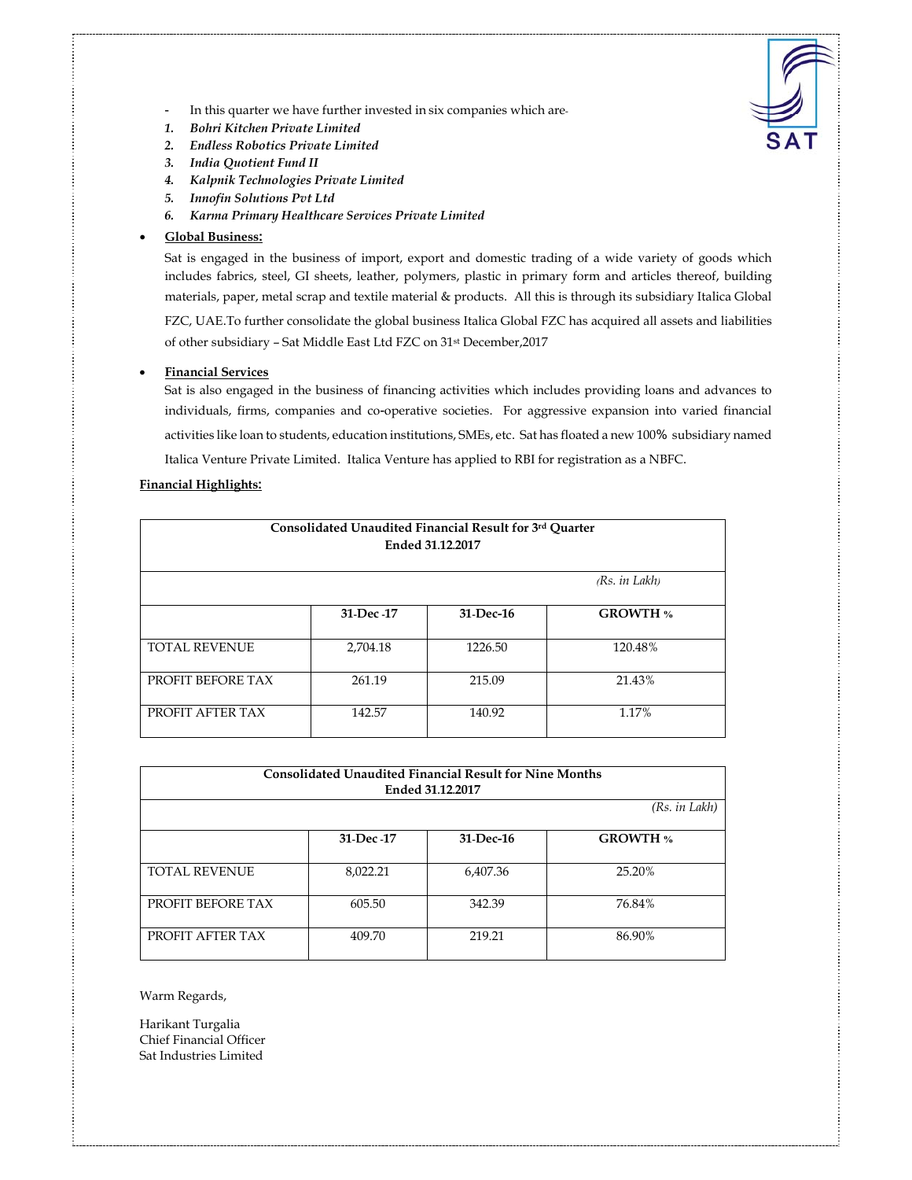- In this quarter we have further invested in six companies which are-

1. ***Bohri Kitchen Private Limited***
2. ***Endless Robotics Private Limited***
3. ***India Quotient Fund II***
4. ***Kalpnik Technologies Private Limited***
5. ***Innofin Solutions Pvt Ltd***
6. ***Karma Primary Healthcare Services Private Limited***

- **Global Business:**

  Sat is engaged in the business of import, export and domestic trading of a wide variety of goods which includes fabrics, steel, GI sheets, leather, polymers, plastic in primary form and articles thereof, building materials, paper, metal scrap and textile material & products. All this is through its subsidiary Italica Global FZC, UAE.To further consolidate the global business Italica Global FZC has acquired all assets and liabilities of other subsidiary – Sat Middle East Ltd FZC on 31st December,2017

- **Financial Services**

  Sat is also engaged in the business of financing activities which includes providing loans and advances to individuals, firms, companies and co-operative societies. For aggressive expansion into varied financial activities like loan to students, education institutions, SMEs, etc. Sat has floated a new 100% subsidiary named Italica Venture Private Limited. Italica Venture has applied to RBI for registration as a NBFC.

**Financial Highlights:**

| Consolidated Unaudited Financial Result for 3rd Quarter Ended 31.12.2017 | | | |
|---|---|---|---|
| | | | *(Rs. in Lakh)* |
| | **31-Dec -17** | **31-Dec-16** | **GROWTH %** |
| TOTAL REVENUE | 2,704.18 | 1226.50 | 120.48% |
| PROFIT BEFORE TAX | 261.19 | 215.09 | 21.43% |
| PROFIT AFTER TAX | 142.57 | 140.92 | 1.17% |

| Consolidated Unaudited Financial Result for Nine Months Ended 31.12.2017 | | | |
|---|---|---|---|
| | | | *(Rs. in Lakh)* |
| | **31-Dec -17** | **31-Dec-16** | **GROWTH %** |
| TOTAL REVENUE | 8,022.21 | 6,407.36 | 25.20% |
| PROFIT BEFORE TAX | 605.50 | 342.39 | 76.84% |
| PROFIT AFTER TAX | 409.70 | 219.21 | 86.90% |

Warm Regards,

Harikant Turgalia
Chief Financial Officer
Sat Industries Limited